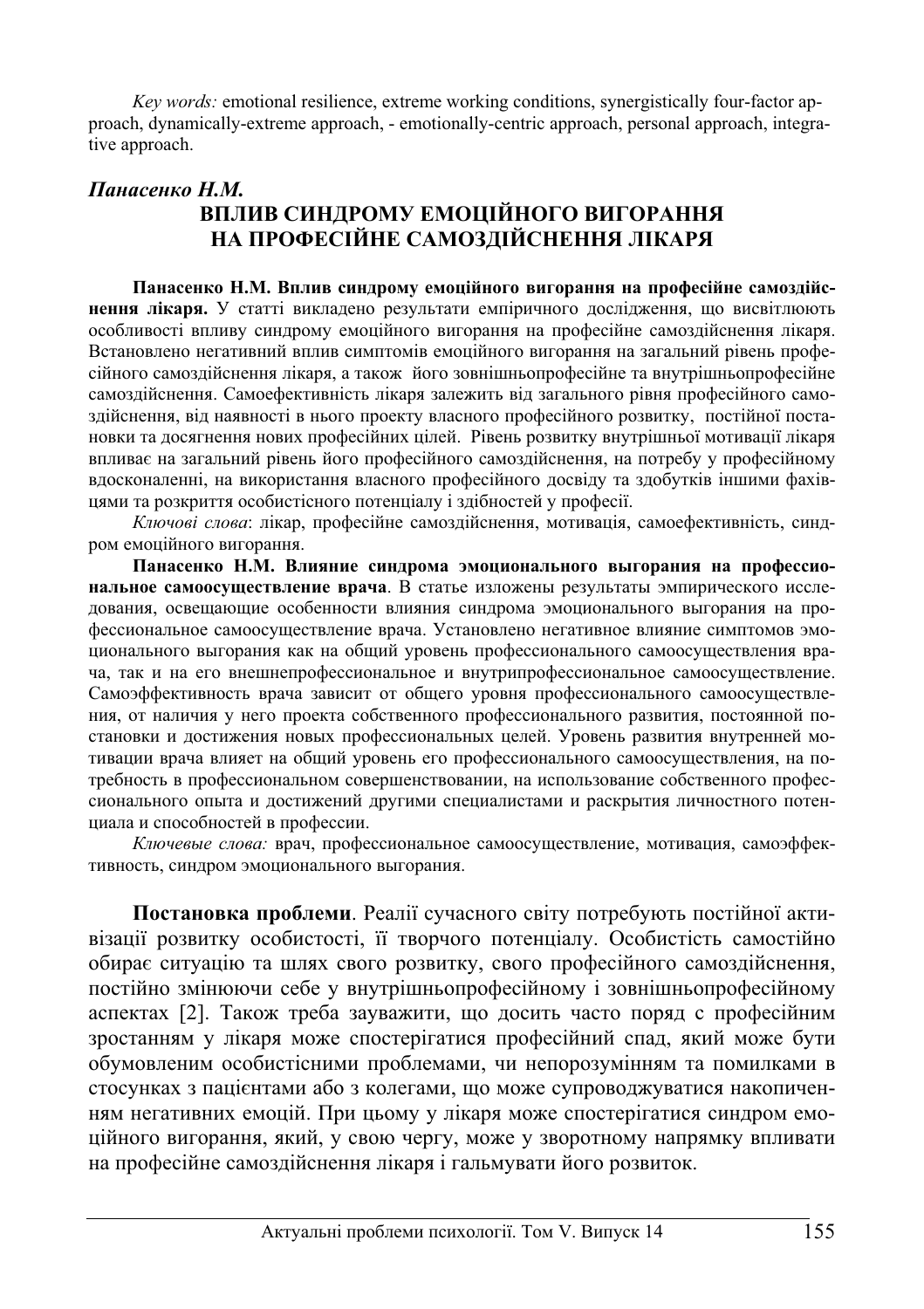*Key words:* emotional resilience, extreme working conditions, synergistically four-factor approach, dynamically-extreme approach, - emotionally-centric approach, personal approach, integrative approach.

***Панасенко Н.М.***

# ВПЛИВ СИНДРОМУ ЕМОЦІЙНОГО ВИГОРАННЯ НА ПРОФЕСІЙНЕ САМОЗДІЙСНЕННЯ ЛІКАРЯ

**Панасенко Н.М. Вплив синдрому емоційного вигорання на професійне самоздійснення лікаря.** У статті викладено результати емпіричного дослідження, що висвітлюють особливості впливу синдрому емоційного вигорання на професійне самоздійснення лікаря. Встановлено негативний вплив симптомів емоційного вигорання на загальний рівень професійного самоздійснення лікаря, а також його зовнішньопрофесійне та внутрішньопрофесійне самоздійснення. Самоефективність лікаря залежить від загального рівня професійного самоздійснення, від наявності в нього проекту власного професійного розвитку, постійної постановки та досягнення нових професійних цілей. Рівень розвитку внутрішньої мотивації лікаря впливає на загальний рівень його професійного самоздійснення, на потребу у професійному вдосконаленні, на використання власного професійного досвіду та здобутків іншими фахівцями та розкриття особистісного потенціалу і здібностей у професії.

*Ключові слова*: лікар, професійне самоздійснення, мотивація, самоефективність, синдром емоційного вигорання.

**Панасенко Н.М. Влияние синдрома эмоционального выгорания на профессиональное самоосуществление врача**. В статье изложены результаты эмпирического исследования, освещающие особенности влияния синдрома эмоционального выгорания на профессиональное самоосуществление врача. Установлено негативное влияние симптомов эмоционального выгорания как на общий уровень профессионального самоосуществления врача, так и на его внешнепрофессиональное и внутрипрофессиональное самоосуществление. Самоэффективность врача зависит от общего уровня профессионального самоосуществления, от наличия у него проекта собственного профессионального развития, постоянной постановки и достижения новых профессиональных целей. Уровень развития внутренней мотивации врача влияет на общий уровень его профессионального самоосуществления, на потребность в профессиональном совершенствовании, на использование собственного профессионального опыта и достижений другими специалистами и раскрытия личностного потенциала и способностей в профессии.

*Ключевые слова:* врач, профессиональное самоосуществление, мотивация, самоэффективность, синдром эмоционального выгорания.

**Постановка проблеми**. Реалії сучасного світу потребують постійної активізації розвитку особистості, її творчого потенціалу. Особистість самостійно обирає ситуацію та шлях свого розвитку, свого професійного самоздійснення, постійно змінюючи себе у внутрішньопрофесійному і зовнішньопрофесійному аспектах [2]. Також треба зауважити, що досить часто поряд с професійним зростанням у лікаря може спостерігатися професійний спад, який може бути обумовленим особистісними проблемами, чи непорозумінням та помилками в стосунках з пацієнтами або з колегами, що може супроводжуватися накопиченням негативних емоцій. При цьому у лікаря може спостерігатися синдром емоційного вигорання, який, у свою чергу, може у зворотному напрямку впливати на професійне самоздійснення лікаря і гальмувати його розвиток.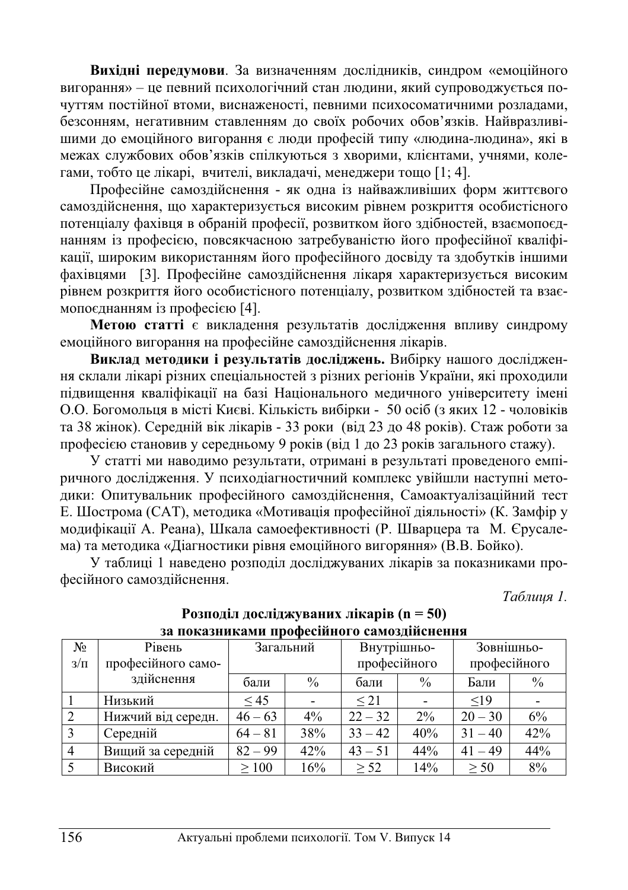**Вихідні передумови**. За визначенням дослідників, синдром «емоційного вигорання» – це певний психологічний стан людини, який супроводжується почуттям постійної втоми, виснаженості, певними психосоматичними розладами, безсонням, негативним ставленням до своїх робочих обов'язків. Найвразливішими до емоційного вигорання є люди професій типу «людина-людина», які в межах службових обов'язків спілкуються з хворими, клієнтами, учнями, колегами, тобто це лікарі, вчителі, викладачі, менеджери тощо [1; 4].

Професійне самоздійснення - як одна із найважливіших форм життєвого самоздійснення, що характеризується високим рівнем розкриття особистісного потенціалу фахівця в обраній професії, розвитком його здібностей, взаємопоєднанням із професією, повсякчасною затребуваністю його професійної кваліфікації, широким використанням його професійного досвіду та здобутків іншими фахівцями [3]. Професійне самоздійснення лікаря характеризується високим рівнем розкриття його особистісного потенціалу, розвитком здібностей та взаємопоєднанням із професією [4].

**Метою статті** є викладення результатів дослідження впливу синдрому емоційного вигорання на професійне самоздійснення лікарів.

**Виклад методики і результатів досліджень.** Вибірку нашого дослідження склали лікарі різних спеціальностей з різних регіонів України, які проходили підвищення кваліфікації на базі Національного медичного університету імені О.О. Богомольця в місті Києві. Кількість вибірки - 50 осіб (з яких 12 - чоловіків та 38 жінок). Середній вік лікарів - 33 роки (від 23 до 48 років). Стаж роботи за професією становив у середньому 9 років (від 1 до 23 років загального стажу).

У статті ми наводимо результати, отримані в результаті проведеного емпіричного дослідження. У психодіагностичний комплекс увійшли наступні методики: Опитувальник професійного самоздійснення, Самоактуалізаційний тест Е. Шострома (САТ), методика «Мотивація професійної діяльності» (К. Замфір у модифікації А. Реана), Шкала самоефективності (Р. Шварцера та М. Єрусалема) та методика «Діагностики рівня емоційного вигоряння» (В.В. Бойко).

У таблиці 1 наведено розподіл досліджуваних лікарів за показниками професійного самоздійснення.

*Таблиця 1.*

**Розподіл досліджуваних лікарів (n = 50) за показниками професійного самоздійснення**

| № з/п | Рівень професійного само-здійснення | Загальний | | Внутрішньо-професійного | | Зовнішньо-професійного | |
|---|---|---|---|---|---|---|---|
| | | бали | % | бали | % | Бали | % |
| 1 | Низький | ≤ 45 | - | ≤ 21 | - | ≤19 | - |
| 2 | Нижчий від середн. | 46 – 63 | 4% | 22 – 32 | 2% | 20 – 30 | 6% |
| 3 | Середній | 64 – 81 | 38% | 33 – 42 | 40% | 31 – 40 | 42% |
| 4 | Вищий за середній | 82 – 99 | 42% | 43 – 51 | 44% | 41 – 49 | 44% |
| 5 | Високий | ≥ 100 | 16% | ≥ 52 | 14% | ≥ 50 | 8% |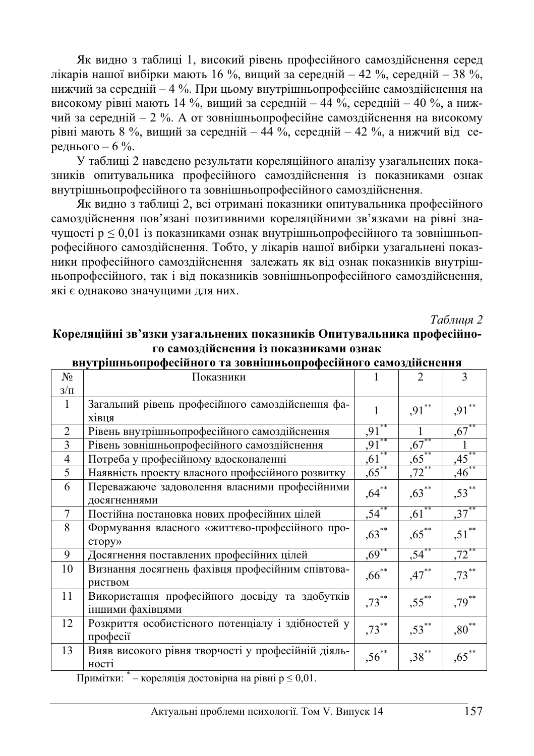Як видно з таблиці 1, високий рівень професійного самоздійснення серед лікарів нашої вибірки мають 16 %, вищий за середній – 42 %, середній – 38 %, нижчий за середній – 4 %. При цьому внутрішньопрофесійне самоздійснення на високому рівні мають 14 %, вищий за середній – 44 %, середній – 40 %, а нижчий за середній – 2 %. А от зовнішньопрофесійне самоздійснення на високому рівні мають 8 %, вищий за середній – 44 %, середній – 42 %, а нижчий від середнього – 6 %.

У таблиці 2 наведено результати кореляційного аналізу узагальнених показників опитувальника професійного самоздійснення із показниками ознак внутрішньопрофесійного та зовнішньопрофесійного самоздійснення.

Як видно з таблиці 2, всі отримані показники опитувальника професійного самоздійснення пов'язані позитивними кореляційними зв'язками на рівні значущості $p \leq 0,01$ із показниками ознак внутрішньопрофесійного та зовнішньопрофесійного самоздійснення. Тобто, у лікарів нашої вибірки узагальнені показники професійного самоздійснення залежать як від ознак показників внутрішньопрофесійного, так і від показників зовнішньопрофесійного самоздійснення, які є однаково значущими для них.

*Таблиця 2*

**Кореляційні зв'язки узагальнених показників Опитувальника професійного самоздійснення із показниками ознак внутрішньопрофесійного та зовнішньопрофесійного самоздійснення**

| № з/п | Показники | 1 | 2 | 3 |
|---|---|---|---|---|
| 1 | Загальний рівень професійного самоздійснення фахівця | 1 | ,91** | ,91** |
| 2 | Рівень внутрішньопрофесійного самоздійснення | ,91** | 1 | ,67** |
| 3 | Рівень зовнішньопрофесійного самоздійснення | ,91** | ,67** | 1 |
| 4 | Потреба у професійному вдосконаленні | ,61** | ,65** | ,45** |
| 5 | Наявність проекту власного професійного розвитку | ,65** | ,72** | ,46** |
| 6 | Переважаюче задоволення власними професійними досягненнями | ,64** | ,63** | ,53** |
| 7 | Постійна постановка нових професійних цілей | ,54** | ,61** | ,37** |
| 8 | Формування власного «життєво-професійного простору» | ,63** | ,65** | ,51** |
| 9 | Досягнення поставлених професійних цілей | ,69** | ,54** | ,72** |
| 10 | Визнання досягнень фахівця професійним співтовариством | ,66** | ,47** | ,73** |
| 11 | Використання професійного досвіду та здобутків іншими фахівцями | ,73** | ,55** | ,79** |
| 12 | Розкриття особистісного потенціалу і здібностей у професії | ,73** | ,53** | ,80** |
| 13 | Вияв високого рівня творчості у професійній діяльності | ,56** | ,38** | ,65** |

Примітки: * – кореляція достовірна на рівні $p \leq 0,01$.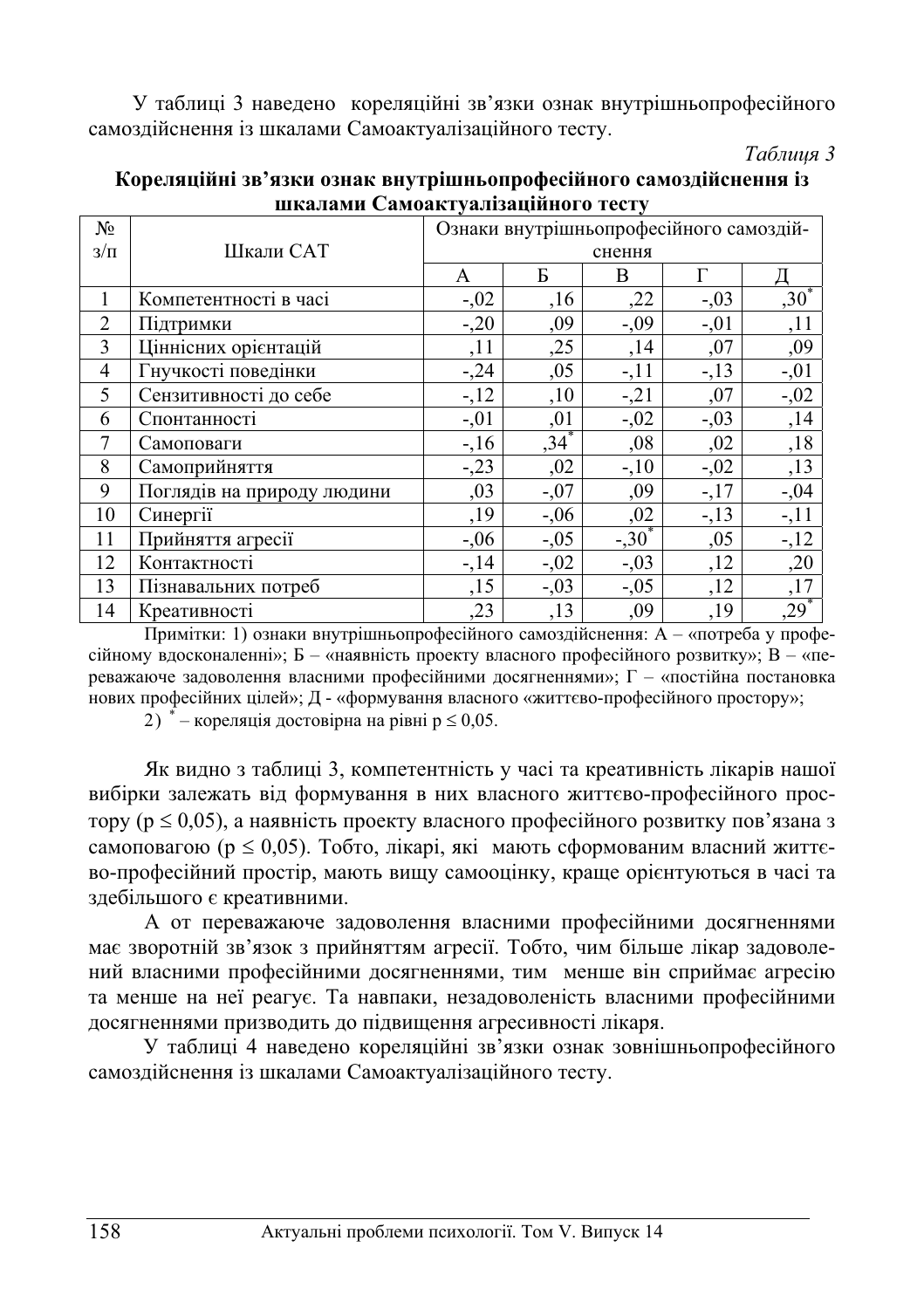У таблиці 3 наведено кореляційні зв'язки ознак внутрішньопрофесійного самоздійснення із шкалами Самоактуалізаційного тесту.

*Таблиця 3*

**Кореляційні зв'язки ознак внутрішньопрофесійного самоздійснення із шкалами Самоактуалізаційного тесту**

| № з/п | Шкали САТ | Ознаки внутрішньопрофесійного самоздійснення | | | | |
|---|---|---|---|---|---|---|
| | | А | Б | В | Г | Д |
| 1 | Компетентності в часі | -,02 | ,16 | ,22 | -,03 | ,30* |
| 2 | Підтримки | -,20 | ,09 | -,09 | -,01 | ,11 |
| 3 | Ціннісних орієнтацій | ,11 | ,25 | ,14 | ,07 | ,09 |
| 4 | Гнучкості поведінки | -,24 | ,05 | -,11 | -,13 | -,01 |
| 5 | Сензитивності до себе | -,12 | ,10 | -,21 | ,07 | -,02 |
| 6 | Спонтанності | -,01 | ,01 | -,02 | -,03 | ,14 |
| 7 | Самоповаги | -,16 | ,34* | ,08 | ,02 | ,18 |
| 8 | Самоприйняття | -,23 | ,02 | -,10 | -,02 | ,13 |
| 9 | Поглядів на природу людини | ,03 | -,07 | ,09 | -,17 | -,04 |
| 10 | Синергії | ,19 | -,06 | ,02 | -,13 | -,11 |
| 11 | Прийняття агресії | -,06 | -,05 | -,30* | ,05 | -,12 |
| 12 | Контактності | -,14 | -,02 | -,03 | ,12 | ,20 |
| 13 | Пізнавальних потреб | ,15 | -,03 | -,05 | ,12 | ,17 |
| 14 | Креативності | ,23 | ,13 | ,09 | ,19 | ,29* |

Примітки: 1) ознаки внутрішньопрофесійного самоздійснення: А – «потреба у професійному вдосконаленні»; Б – «наявність проекту власного професійного розвитку»; В – «переважаюче задоволення власними професійними досягненнями»; Г – «постійна постановка нових професійних цілей»; Д - «формування власного «життєво-професійного простору»;

2) * – кореляція достовірна на рівні $p \leq 0{,}05$.

Як видно з таблиці 3, компетентність у часі та креативність лікарів нашої вибірки залежать від формування в них власного життєво-професійного простору ($p \leq 0{,}05$), а наявність проекту власного професійного розвитку пов'язана з самоповагою ($p \leq 0{,}05$). Тобто, лікарі, які мають сформованим власний життєво-професійний простір, мають вищу самооцінку, краще орієнтуються в часі та здебільшого є креативними.

А от переважаюче задоволення власними професійними досягненнями має зворотній зв'язок з прийняттям агресії. Тобто, чим більше лікар задоволений власними професійними досягненнями, тим менше він сприймає агресію та менше на неї реагує. Та навпаки, незадоволеність власними професійними досягненнями призводить до підвищення агресивності лікаря.

У таблиці 4 наведено кореляційні зв'язки ознак зовнішньопрофесійного самоздійснення із шкалами Самоактуалізаційного тесту.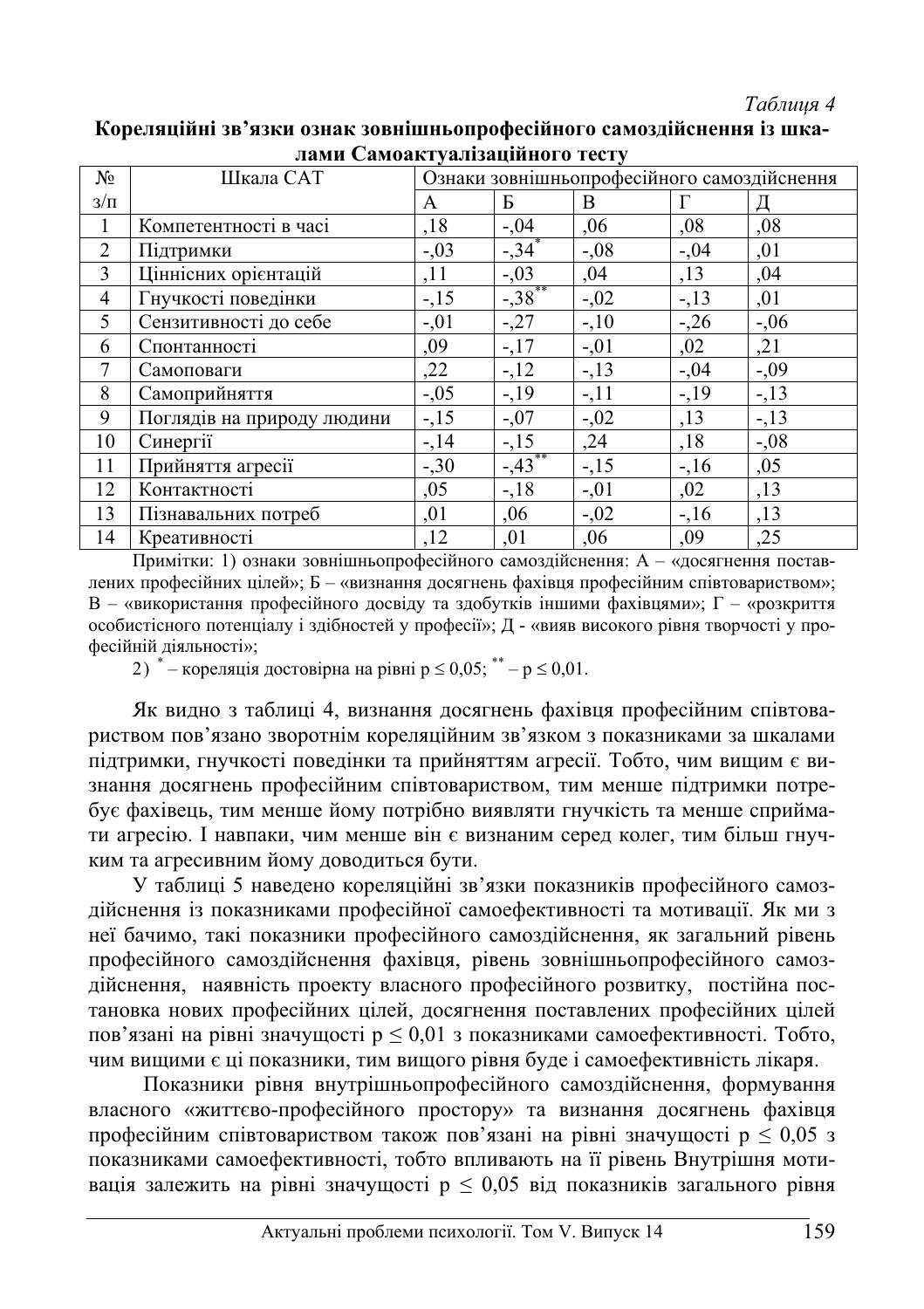*Таблиця 4*

**Кореляційні зв'язки ознак зовнішньопрофесійного самоздійснення із шкалами Самоактуалізаційного тесту**

| № з/п | Шкала САТ | Ознаки зовнішньопрофесійного самоздійснення | | | | |
|---|---|---|---|---|---|---|
| | | А | Б | В | Г | Д |
| 1 | Компетентності в часі | ,18 | -,04 | ,06 | ,08 | ,08 |
| 2 | Підтримки | -,03 | $-,34^{*}$ | -,08 | -,04 | ,01 |
| 3 | Ціннісних орієнтацій | ,11 | -,03 | ,04 | ,13 | ,04 |
| 4 | Гнучкості поведінки | -,15 | $-,38^{**}$ | -,02 | -,13 | ,01 |
| 5 | Сензитивності до себе | -,01 | -,27 | -,10 | -,26 | -,06 |
| 6 | Спонтанності | ,09 | -,17 | -,01 | ,02 | ,21 |
| 7 | Самоповаги | ,22 | -,12 | -,13 | -,04 | -,09 |
| 8 | Самоприйняття | -,05 | -,19 | -,11 | -,19 | -,13 |
| 9 | Поглядів на природу людини | -,15 | -,07 | -,02 | ,13 | -,13 |
| 10 | Синергії | -,14 | -,15 | ,24 | ,18 | -,08 |
| 11 | Прийняття агресії | -,30 | $-,43^{**}$ | -,15 | -,16 | ,05 |
| 12 | Контактності | ,05 | -,18 | -,01 | ,02 | ,13 |
| 13 | Пізнавальних потреб | ,01 | ,06 | -,02 | -,16 | ,13 |
| 14 | Креативності | ,12 | ,01 | ,06 | ,09 | ,25 |

Примітки: 1) ознаки зовнішньопрофесійного самоздійснення: А – «досягнення поставлених професійних цілей»; Б – «визнання досягнень фахівця професійним співтовариством»; В – «використання професійного досвіду та здобутків іншими фахівцями»; Г – «розкриття особистісного потенціалу і здібностей у професії»; Д - «вияв високого рівня творчості у професійній діяльності»;

2) $^{*}$ – кореляція достовірна на рівні $p \leq 0,05$; $^{**}$ – $p \leq 0,01$.

Як видно з таблиці 4, визнання досягнень фахівця професійним співтовариством пов'язано зворотнім кореляційним зв'язком з показниками за шкалами підтримки, гнучкості поведінки та прийняттям агресії. Тобто, чим вищим є визнання досягнень професійним співтовариством, тим менше підтримки потребує фахівець, тим менше йому потрібно виявляти гнучкість та менше сприймати агресію. І навпаки, чим менше він є визнаним серед колег, тим більш гнучким та агресивним йому доводиться бути.

У таблиці 5 наведено кореляційні зв'язки показників професійного самоздійснення із показниками професійної самоефективності та мотивації. Як ми з неї бачимо, такі показники професійного самоздійснення, як загальний рівень професійного самоздійснення фахівця, рівень зовнішньопрофесійного самоздійснення, наявність проекту власного професійного розвитку, постійна постановка нових професійних цілей, досягнення поставлених професійних цілей пов'язані на рівні значущості $p \leq 0,01$ з показниками самоефективності. Тобто, чим вищими є ці показники, тим вищого рівня буде і самоефективність лікаря.

Показники рівня внутрішньопрофесійного самоздійснення, формування власного «життєво-професійного простору» та визнання досягнень фахівця професійним співтовариством також пов'язані на рівні значущості $p \leq 0,05$ з показниками самоефективності, тобто впливають на її рівень Внутрішня мотивація залежить на рівні значущості $p \leq 0,05$ від показників загального рівня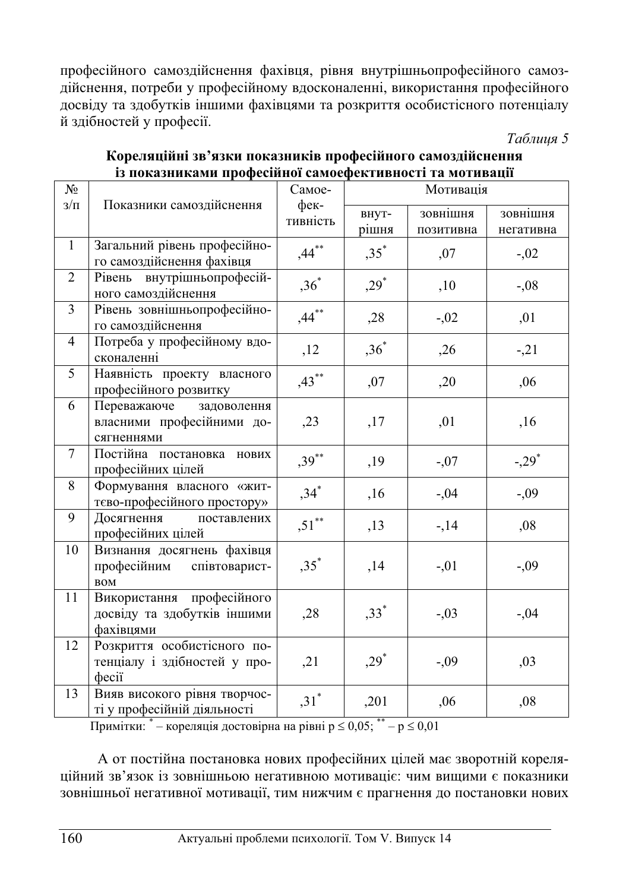професійного самоздійснення фахівця, рівня внутрішньопрофесійного самоздійснення, потреби у професійному вдосконаленні, використання професійного досвіду та здобутків іншими фахівцями та розкриття особистісного потенціалу й здібностей у професії.

*Таблиця 5*

**Кореляційні зв'язки показників професійного самоздійснення із показниками професійної самоефективності та мотивації**

| № з/п | Показники самоздійснення | Самоефективність | Мотивація | | |
|---|---|---|---|---|---|
| | | | внутрішня | зовнішня позитивна | зовнішня негативна |
| 1 | Загальний рівень професійного самоздійснення фахівця | ,44** | ,35* | ,07 | -,02 |
| 2 | Рівень внутрішньопрофесійного самоздійснення | ,36* | ,29* | ,10 | -,08 |
| 3 | Рівень зовнішньопрофесійного самоздійснення | ,44** | ,28 | -,02 | ,01 |
| 4 | Потреба у професійному вдосконаленні | ,12 | ,36* | ,26 | -,21 |
| 5 | Наявність проекту власного професійного розвитку | ,43** | ,07 | ,20 | ,06 |
| 6 | Переважаюче задоволення власними професійними досягненнями | ,23 | ,17 | ,01 | ,16 |
| 7 | Постійна постановка нових професійних цілей | ,39** | ,19 | -,07 | -,29* |
| 8 | Формування власного «життєво-професійного простору» | ,34* | ,16 | -,04 | -,09 |
| 9 | Досягнення поставлених професійних цілей | ,51** | ,13 | -,14 | ,08 |
| 10 | Визнання досягнень фахівця професійним співтовариством | ,35* | ,14 | -,01 | -,09 |
| 11 | Використання професійного досвіду та здобутків іншими фахівцями | ,28 | ,33* | -,03 | -,04 |
| 12 | Розкриття особистісного потенціалу і здібностей у професії | ,21 | ,29* | -,09 | ,03 |
| 13 | Вияв високого рівня творчості у професійній діяльності | ,31* | ,201 | ,06 | ,08 |

Примітки: * – кореляція достовірна на рівні $p \leq 0,05$; ** – $p \leq 0,01$

А от постійна постановка нових професійних цілей має зворотній кореляційний зв'язок із зовнішньою негативною мотивацією: чим вищими є показники зовнішньої негативної мотивації, тим нижчим є прагнення до постановки нових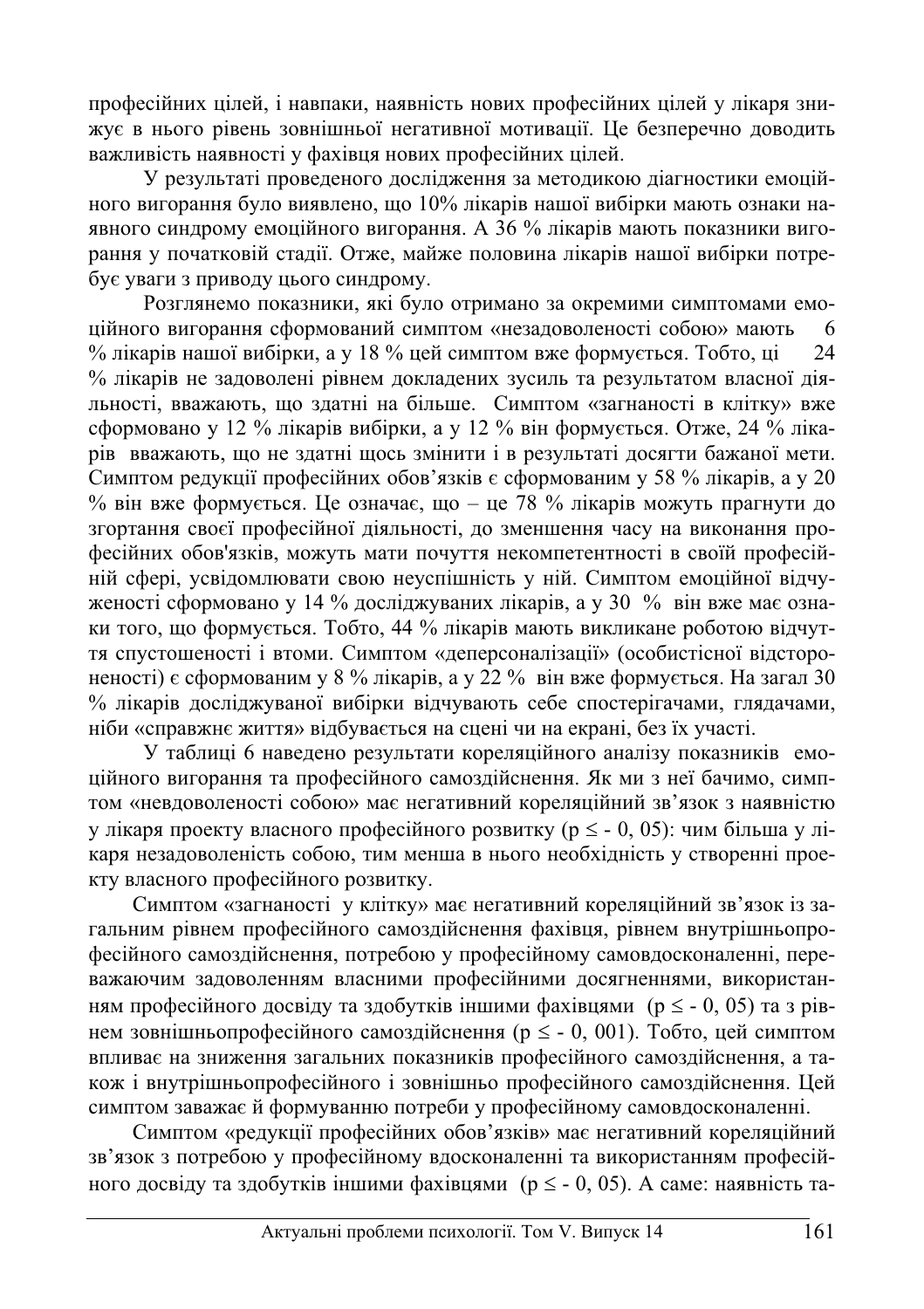професійних цілей, і навпаки, наявність нових професійних цілей у лікаря знижує в нього рівень зовнішньої негативної мотивації. Це безперечно доводить важливість наявності у фахівця нових професійних цілей.

У результаті проведеного дослідження за методикою діагностики емоційного вигорання було виявлено, що 10% лікарів нашої вибірки мають ознаки наявного синдрому емоційного вигорання. А 36 % лікарів мають показники вигорання у початковій стадії. Отже, майже половина лікарів нашої вибірки потребує уваги з приводу цього синдрому.

Розглянемо показники, які було отримано за окремими симптомами емоційного вигорання сформований симптом «незадоволеності собою» мають 6 % лікарів нашої вибірки, а у 18 % цей симптом вже формується. Тобто, ці 24 % лікарів не задоволені рівнем докладених зусиль та результатом власної діяльності, вважають, що здатні на більше. Симптом «загнаності в клітку» вже сформовано у 12 % лікарів вибірки, а у 12 % він формується. Отже, 24 % лікарів вважають, що не здатні щось змінити і в результаті досягти бажаної мети. Симптом редукції професійних обов'язків є сформованим у 58 % лікарів, а у 20 % він вже формується. Це означає, що – це 78 % лікарів можуть прагнути до згортання своєї професійної діяльності, до зменшення часу на виконання професійних обов'язків, можуть мати почуття некомпетентності в своїй професійній сфері, усвідомлювати свою неуспішність у ній. Симптом емоційної відчуженості сформовано у 14 % досліджуваних лікарів, а у 30 % він вже має ознаки того, що формується. Тобто, 44 % лікарів мають викликане роботою відчуття спустошеності і втоми. Симптом «деперсоналізації» (особистісної відстороненості) є сформованим у 8 % лікарів, а у 22 % він вже формується. На загал 30 % лікарів досліджуваної вибірки відчувають себе спостерігачами, глядачами, ніби «справжнє життя» відбувається на сцені чи на екрані, без їх участі.

У таблиці 6 наведено результати кореляційного аналізу показників емоційного вигорання та професійного самоздійснення. Як ми з неї бачимо, симптом «невдоволеності собою» має негативний кореляційний зв'язок з наявністю у лікаря проекту власного професійного розвитку ($p \leq -0,05$): чим більша у лікаря незадоволеність собою, тим менша в нього необхідність у створенні проекту власного професійного розвитку.

Симптом «загнаності у клітку» має негативний кореляційний зв'язок із загальним рівнем професійного самоздійснення фахівця, рівнем внутрішньопрофесійного самоздійснення, потребою у професійному самовдосконаленні, переважаючим задоволенням власними професійними досягненнями, використанням професійного досвіду та здобутків іншими фахівцями ($p \leq -0,05$) та з рівнем зовнішньопрофесійного самоздійснення ($p \leq -0,001$). Тобто, цей симптом впливає на зниження загальних показників професійного самоздійснення, а також і внутрішньопрофесійного і зовнішньо професійного самоздійснення. Цей симптом заважає й формуванню потреби у професійному самовдосконаленні.

Симптом «редукції професійних обов'язків» має негативний кореляційний зв'язок з потребою у професійному вдосконаленні та використанням професійного досвіду та здобутків іншими фахівцями ($p \leq -0,05$). А саме: наявність та-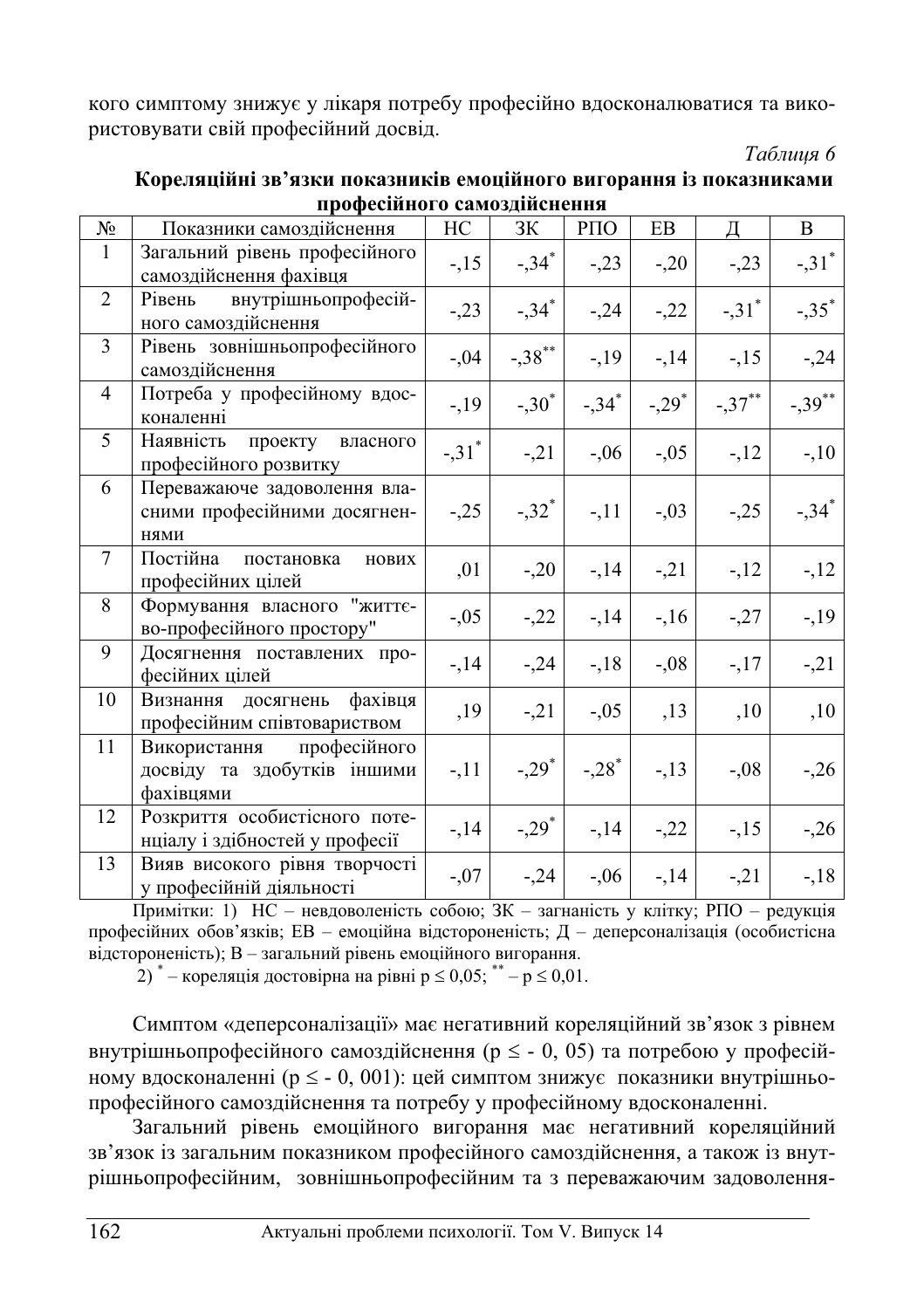кого симптому знижує у лікаря потребу професійно вдосконалюватися та використовувати свій професійний досвід.

*Таблиця 6*

**Кореляційні зв'язки показників емоційного вигорання із показниками професійного самоздійснення**

| № | Показники самоздійснення | НС | ЗК | РПО | ЕВ | Д | В |
|---|---|---|---|---|---|---|---|
| 1 | Загальний рівень професійного самоздійснення фахівця | -,15 | -,34* | -,23 | -,20 | -,23 | -,31* |
| 2 | Рівень внутрішньопрофесійного самоздійснення | -,23 | -,34* | -,24 | -,22 | -,31* | -,35* |
| 3 | Рівень зовнішньопрофесійного самоздійснення | -,04 | -,38** | -,19 | -,14 | -,15 | -,24 |
| 4 | Потреба у професійному вдосконаленні | -,19 | -,30* | -,34* | -,29* | -,37** | -,39** |
| 5 | Наявність проекту власного професійного розвитку | -,31* | -,21 | -,06 | -,05 | -,12 | -,10 |
| 6 | Переважаюче задоволення власними професійними досягненнями | -,25 | -,32* | -,11 | -,03 | -,25 | -,34* |
| 7 | Постійна постановка нових професійних цілей | ,01 | -,20 | -,14 | -,21 | -,12 | -,12 |
| 8 | Формування власного "життєво-професійного простору" | -,05 | -,22 | -,14 | -,16 | -,27 | -,19 |
| 9 | Досягнення поставлених професійних цілей | -,14 | -,24 | -,18 | -,08 | -,17 | -,21 |
| 10 | Визнання досягнень фахівця професійним співтовариством | ,19 | -,21 | -,05 | ,13 | ,10 | ,10 |
| 11 | Використання професійного досвіду та здобутків іншими фахівцями | -,11 | -,29* | -,28* | -,13 | -,08 | -,26 |
| 12 | Розкриття особистісного потенціалу і здібностей у професії | -,14 | -,29* | -,14 | -,22 | -,15 | -,26 |
| 13 | Вияв високого рівня творчості у професійній діяльності | -,07 | -,24 | -,06 | -,14 | -,21 | -,18 |

Примітки: 1) НС – невдоволеність собою; ЗК – загнаність у клітку; РПО – редукція професійних обов'язків; ЕВ – емоційна відстороненість; Д – деперсоналізація (особистісна відстороненість); В – загальний рівень емоційного вигорання.

2) * – кореляція достовірна на рівні $p \leq 0,05$; ** – $p \leq 0,01$.

Симптом «деперсоналізації» має негативний кореляційний зв'язок з рівнем внутрішньопрофесійного самоздійснення ($p \leq - 0, 05$) та потребою у професійному вдосконаленні ($p \leq - 0, 001$): цей симптом знижує показники внутрішньопрофесійного самоздійснення та потребу у професійному вдосконаленні.

Загальний рівень емоційного вигорання має негативний кореляційний зв'язок із загальним показником професійного самоздійснення, а також із внутрішньопрофесійним, зовнішньопрофесійним та з переважаючим задоволення-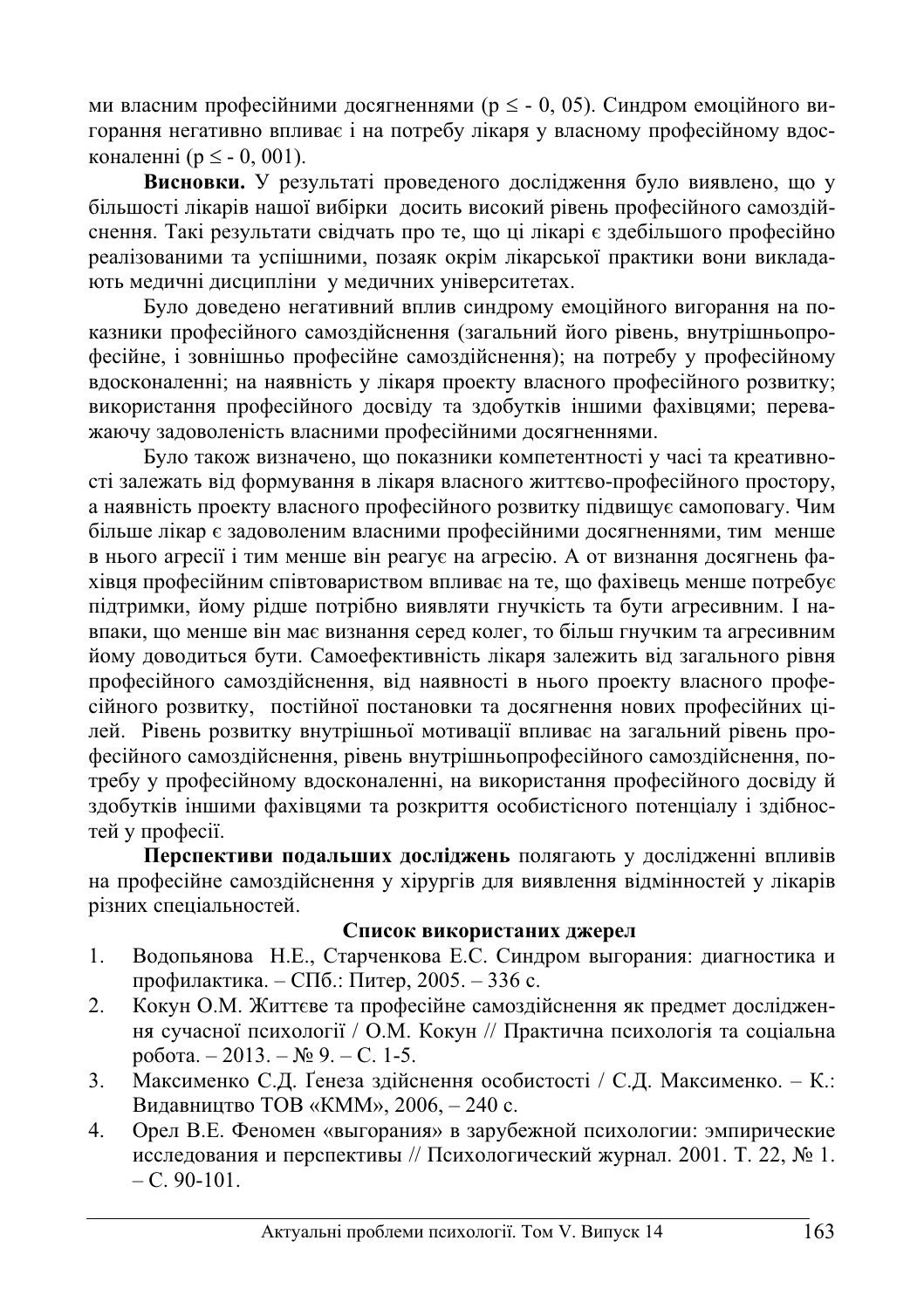ми власним професійними досягненнями ($p \leq -0,05$). Синдром емоційного вигорання негативно впливає і на потребу лікаря у власному професійному вдосконаленні ($p \leq -0,001$).

**Висновки.** У результаті проведеного дослідження було виявлено, що у більшості лікарів нашої вибірки досить високий рівень професійного самоздійснення. Такі результати свідчать про те, що ці лікарі є здебільшого професійно реалізованими та успішними, позаяк окрім лікарської практики вони викладають медичні дисципліни у медичних університетах.

Було доведено негативний вплив синдрому емоційного вигорання на показники професійного самоздійснення (загальний його рівень, внутрішньопрофесійне, і зовнішньо професійне самоздійснення); на потребу у професійному вдосконаленні; на наявність у лікаря проекту власного професійного розвитку; використання професійного досвіду та здобутків іншими фахівцями; переважаючу задоволеність власними професійними досягненнями.

Було також визначено, що показники компетентності у часі та креативності залежать від формування в лікаря власного життєво-професійного простору, а наявність проекту власного професійного розвитку підвищує самоповагу. Чим більше лікар є задоволеним власними професійними досягненнями, тим менше в нього агресії і тим менше він реагує на агресію. А от визнання досягнень фахівця професійним співтовариством впливає на те, що фахівець менше потребує підтримки, йому рідше потрібно виявляти гнучкість та бути агресивним. І навпаки, що менше він має визнання серед колег, то більш гнучким та агресивним йому доводиться бути. Самоефективність лікаря залежить від загального рівня професійного самоздійснення, від наявності в нього проекту власного професійного розвитку, постійної постановки та досягнення нових професійних цілей. Рівень розвитку внутрішньої мотивації впливає на загальний рівень професійного самоздійснення, рівень внутрішньопрофесійного самоздійснення, потребу у професійному вдосконаленні, на використання професійного досвіду й здобутків іншими фахівцями та розкриття особистісного потенціалу і здібностей у професії.

**Перспективи подальших досліджень** полягають у дослідженні впливів на професійне самоздійснення у хірургів для виявлення відмінностей у лікарів різних спеціальностей.

**Список використаних джерел**

1. Водопьянова Н.Е., Старченкова Е.С. Синдром выгорания: диагностика и профилактика. – СПб.: Питер, 2005. – 336 с.
2. Кокун О.М. Життєве та професійне самоздійснення як предмет дослідження сучасної психології / О.М. Кокун // Практична психологія та соціальна робота. – 2013. – № 9. – С. 1-5.
3. Максименко С.Д. Ґенеза здійснення особистості / С.Д. Максименко. – К.: Видавництво ТОВ «КММ», 2006, – 240 с.
4. Орел В.Е. Феномен «выгорания» в зарубежной психологии: эмпирические исследования и перспективы // Психологический журнал. 2001. Т. 22, № 1. – С. 90-101.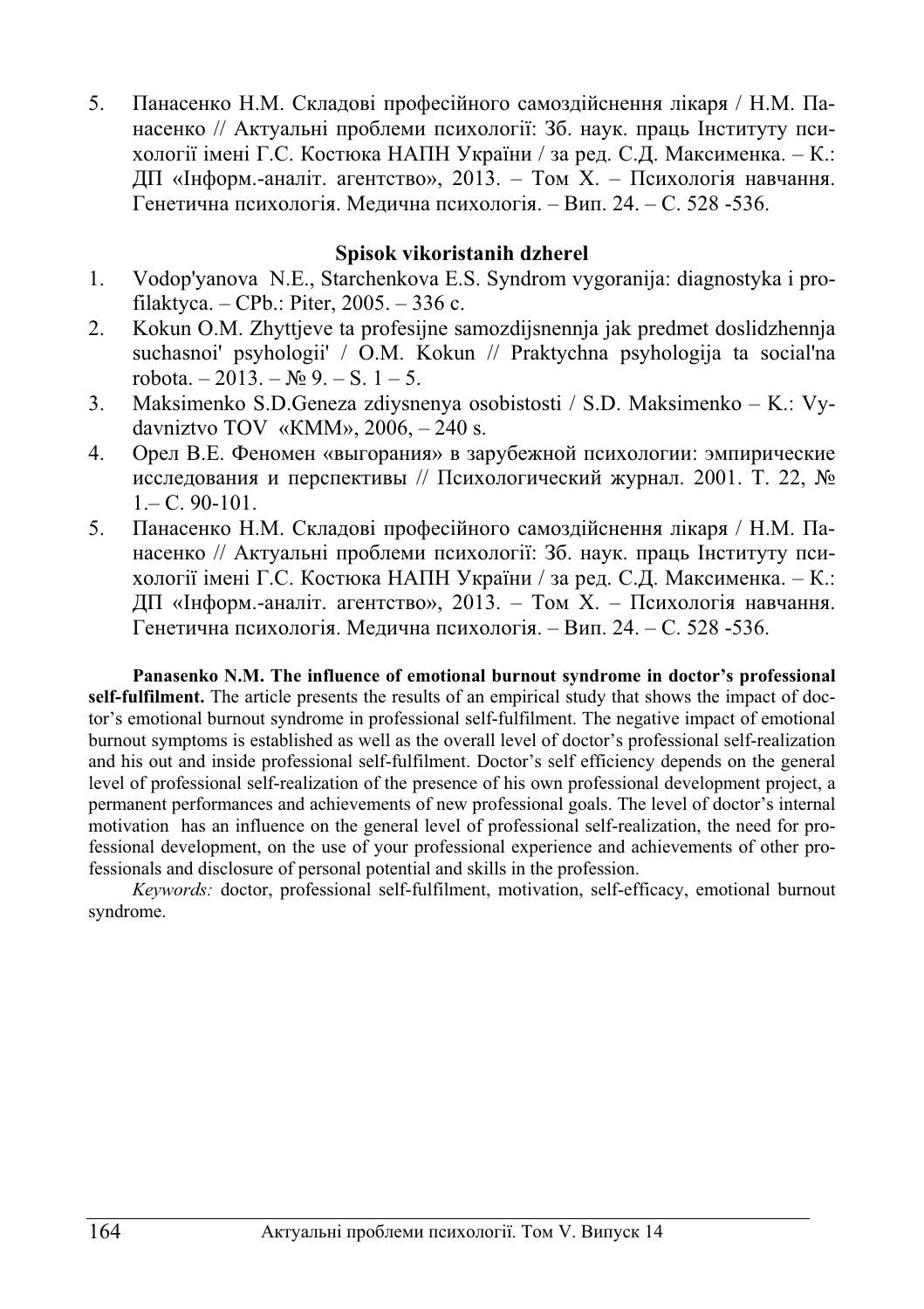5. Панасенко Н.М. Складові професійного самоздійснення лікаря / Н.М. Панасенко // Актуальні проблеми психології: Зб. наук. праць Інституту психології імені Г.С. Костюка НАПН України / за ред. С.Д. Максименка. – К.: ДП «Інформ.-аналіт. агентство», 2013. – Том Х. – Психологія навчання. Генетична психологія. Медична психологія. – Вип. 24. – С. 528 -536.

### Spisok vikoristanih dzherel

1. Vodop'yanova N.E., Starchenkova E.S. Syndrom vygoranija: diagnostyka i profilaktyca. – CPb.: Piter, 2005. – 336 c.
2. Kokun O.M. Zhyttjeve ta profesijne samozdijsnennja jak predmet doslidzhennja suchasnoi' psyhologii' / O.M. Kokun // Praktychna psyhologija ta social'na robota. – 2013. – № 9. – S. 1 – 5.
3. Maksimenko S.D.Geneza zdiysnenya osobistosti / S.D. Maksimenko – K.: Vydavniztvo TOV «КММ», 2006, – 240 s.
4. Орел В.Е. Феномен «выгорания» в зарубежной психологии: эмпирические исследования и перспективы // Психологический журнал. 2001. Т. 22, № 1.– С. 90-101.
5. Панасенко Н.М. Складові професійного самоздійснення лікаря / Н.М. Панасенко // Актуальні проблеми психології: Зб. наук. праць Інституту психології імені Г.С. Костюка НАПН України / за ред. С.Д. Максименка. – К.: ДП «Інформ.-аналіт. агентство», 2013. – Том Х. – Психологія навчання. Генетична психологія. Медична психологія. – Вип. 24. – С. 528 -536.

**Panasenko N.M. The influence of emotional burnout syndrome in doctor's professional self-fulfilment.** The article presents the results of an empirical study that shows the impact of doctor's emotional burnout syndrome in professional self-fulfilment. The negative impact of emotional burnout symptoms is established as well as the overall level of doctor's professional self-realization and his out and inside professional self-fulfilment. Doctor's self efficiency depends on the general level of professional self-realization of the presence of his own professional development project, a permanent performances and achievements of new professional goals. The level of doctor's internal motivation has an influence on the general level of professional self-realization, the need for professional development, on the use of your professional experience and achievements of other professionals and disclosure of personal potential and skills in the profession.

*Keywords:* doctor, professional self-fulfilment, motivation, self-efficacy, emotional burnout syndrome.